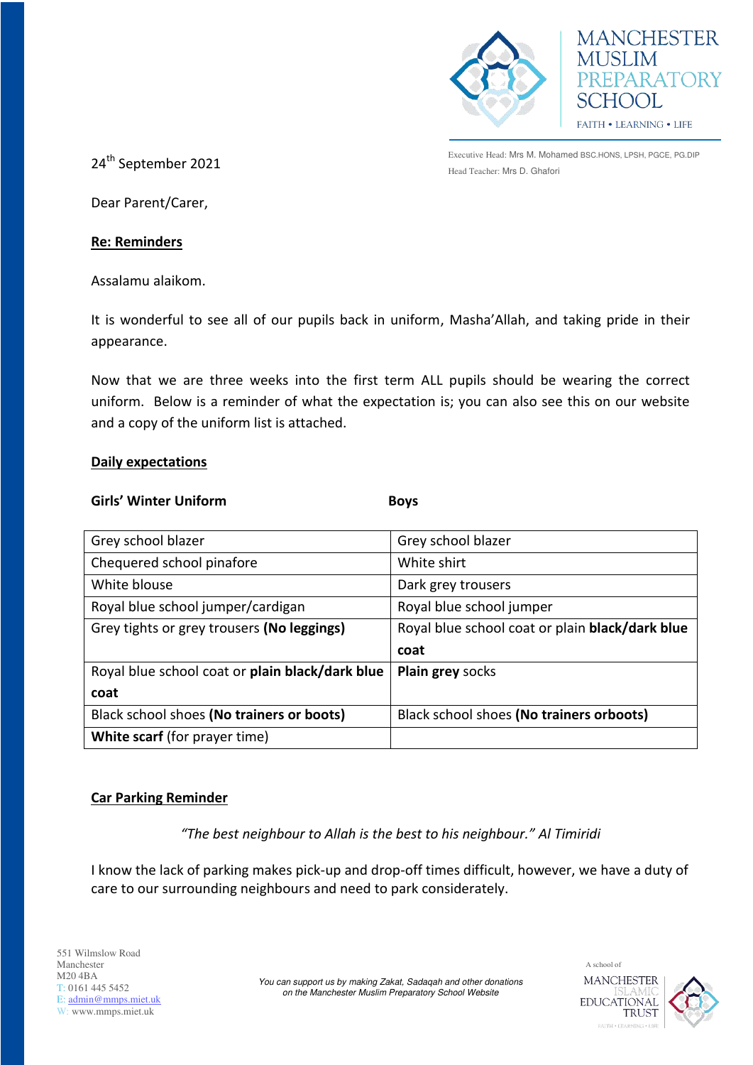MANCHESTER MUSLIM PREPARATORY SCHOOL

FAITH • LEARNING • LIFE

Executive Head: Mrs M. Mohamed BSC.HONS, LPSH, PGCE, PG.DIP
Head Teacher: Mrs D. Ghafori

24th September 2021

Dear Parent/Carer,

**Re: Reminders**

Assalamu alaikom.

It is wonderful to see all of our pupils back in uniform, Masha'Allah, and taking pride in their appearance.

Now that we are three weeks into the first term ALL pupils should be wearing the correct uniform. Below is a reminder of what the expectation is; you can also see this on our website and a copy of the uniform list is attached.

**Daily expectations**

| **Girls' Winter Uniform** | **Boys** |
|---|---|
| Grey school blazer | Grey school blazer |
| Chequered school pinafore | White shirt |
| White blouse | Dark grey trousers |
| Royal blue school jumper/cardigan | Royal blue school jumper |
| Grey tights or grey trousers **(No leggings)** | Royal blue school coat or plain **black/dark blue coat** |
| Royal blue school coat or **plain black/dark blue coat** | **Plain grey** socks |
| Black school shoes **(No trainers or boots)** | Black school shoes **(No trainers orboots)** |
| **White scarf** (for prayer time) | |

**Car Parking Reminder**

*"The best neighbour to Allah is the best to his neighbour." Al Timiridi*

I know the lack of parking makes pick-up and drop-off times difficult, however, we have a duty of care to our surrounding neighbours and need to park considerately.

551 Wilmslow Road
Manchester
M20 4BA
T: 0161 445 5452
E: admin@mmps.miet.uk
W: www.mmps.miet.uk

*You can support us by making Zakat, Sadaqah and other donations on the Manchester Muslim Preparatory School Website*

A school of MANCHESTER ISLAMIC EDUCATIONAL TRUST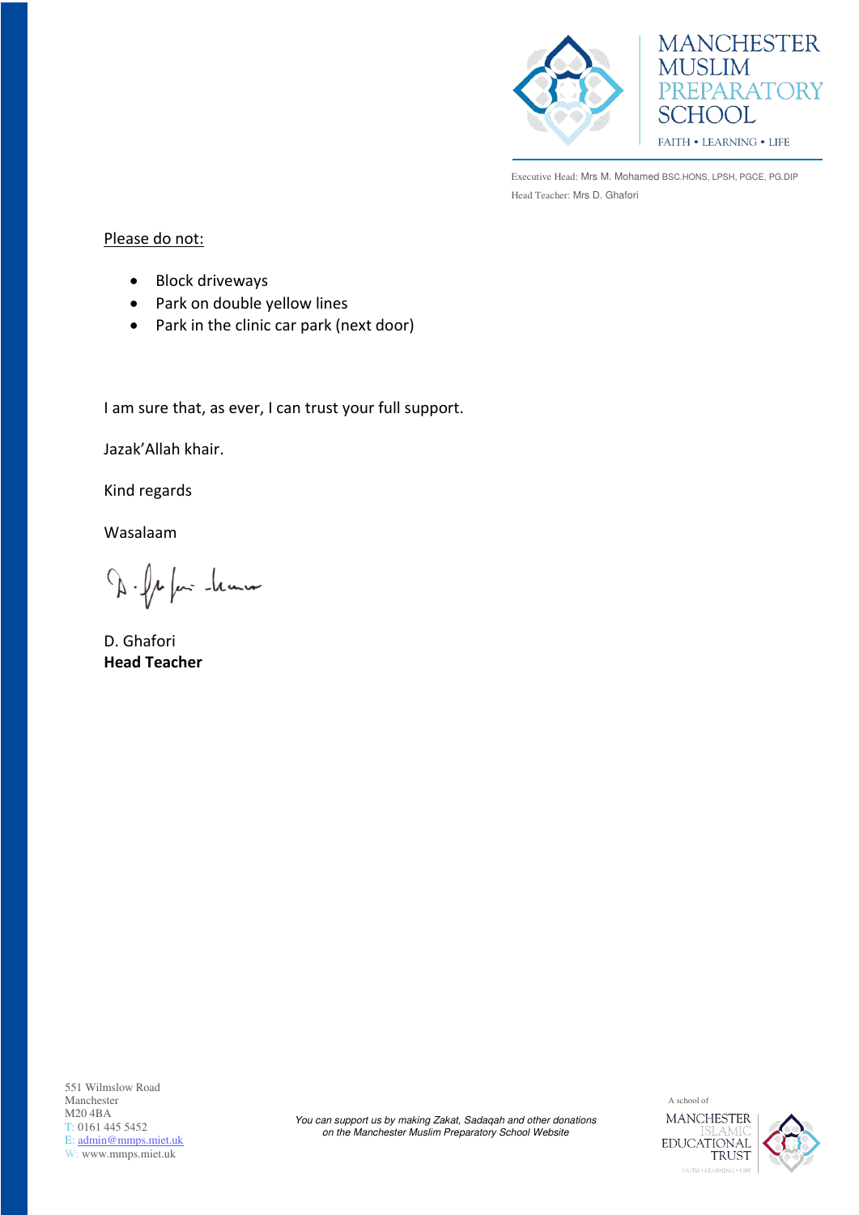Please do not:

- Block driveways
- Park on double yellow lines
- Park in the clinic car park (next door)

I am sure that, as ever, I can trust your full support.

Jazak'Allah khair.

Kind regards

Wasalaam

D. Ghafori
**Head Teacher**